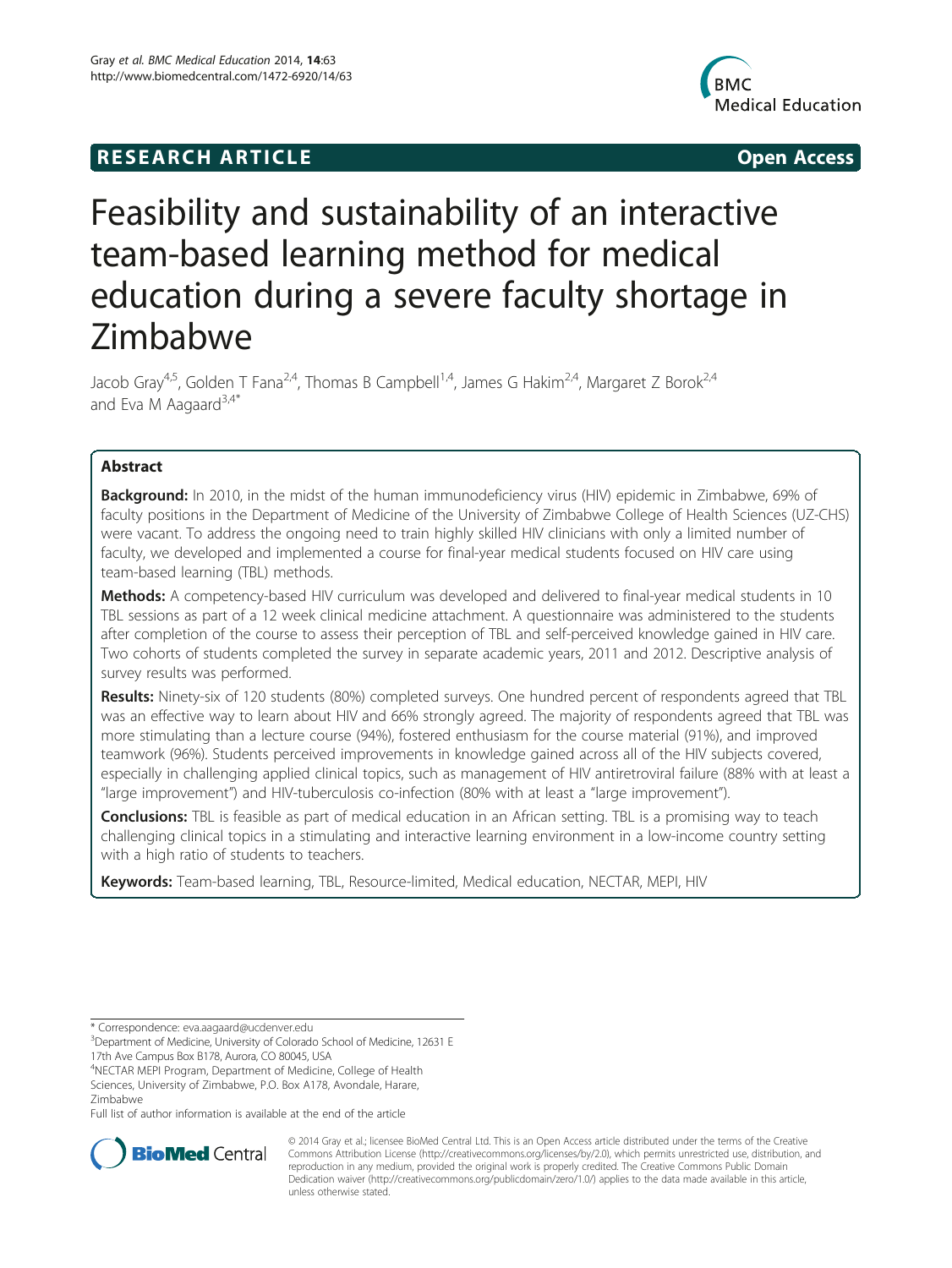**RESEARCH ARTICLE** **Open Access**

# Feasibility and sustainability of an interactive team-based learning method for medical education during a severe faculty shortage in Zimbabwe

Jacob Gray[4,5], Golden T Fana[2,4], Thomas B Campbell[1,4], James G Hakim[2,4], Margaret Z Borok[2,4] and Eva M Aagaard[3,4*]

## Abstract

**Background:** In 2010, in the midst of the human immunodeficiency virus (HIV) epidemic in Zimbabwe, 69% of faculty positions in the Department of Medicine of the University of Zimbabwe College of Health Sciences (UZ-CHS) were vacant. To address the ongoing need to train highly skilled HIV clinicians with only a limited number of faculty, we developed and implemented a course for final-year medical students focused on HIV care using team-based learning (TBL) methods.

**Methods:** A competency-based HIV curriculum was developed and delivered to final-year medical students in 10 TBL sessions as part of a 12 week clinical medicine attachment. A questionnaire was administered to the students after completion of the course to assess their perception of TBL and self-perceived knowledge gained in HIV care. Two cohorts of students completed the survey in separate academic years, 2011 and 2012. Descriptive analysis of survey results was performed.

**Results:** Ninety-six of 120 students (80%) completed surveys. One hundred percent of respondents agreed that TBL was an effective way to learn about HIV and 66% strongly agreed. The majority of respondents agreed that TBL was more stimulating than a lecture course (94%), fostered enthusiasm for the course material (91%), and improved teamwork (96%). Students perceived improvements in knowledge gained across all of the HIV subjects covered, especially in challenging applied clinical topics, such as management of HIV antiretroviral failure (88% with at least a "large improvement") and HIV-tuberculosis co-infection (80% with at least a "large improvement").

**Conclusions:** TBL is feasible as part of medical education in an African setting. TBL is a promising way to teach challenging clinical topics in a stimulating and interactive learning environment in a low-income country setting with a high ratio of students to teachers.

**Keywords:** Team-based learning, TBL, Resource-limited, Medical education, NECTAR, MEPI, HIV

\* Correspondence: eva.aagaard@ucdenver.edu

[3]Department of Medicine, University of Colorado School of Medicine, 12631 E 17th Ave Campus Box B178, Aurora, CO 80045, USA

[4]NECTAR MEPI Program, Department of Medicine, College of Health Sciences, University of Zimbabwe, P.O. Box A178, Avondale, Harare, Zimbabwe

Full list of author information is available at the end of the article

© 2014 Gray et al.; licensee BioMed Central Ltd. This is an Open Access article distributed under the terms of the Creative Commons Attribution License (http://creativecommons.org/licenses/by/2.0), which permits unrestricted use, distribution, and reproduction in any medium, provided the original work is properly credited. The Creative Commons Public Domain Dedication waiver (http://creativecommons.org/publicdomain/zero/1.0/) applies to the data made available in this article, unless otherwise stated.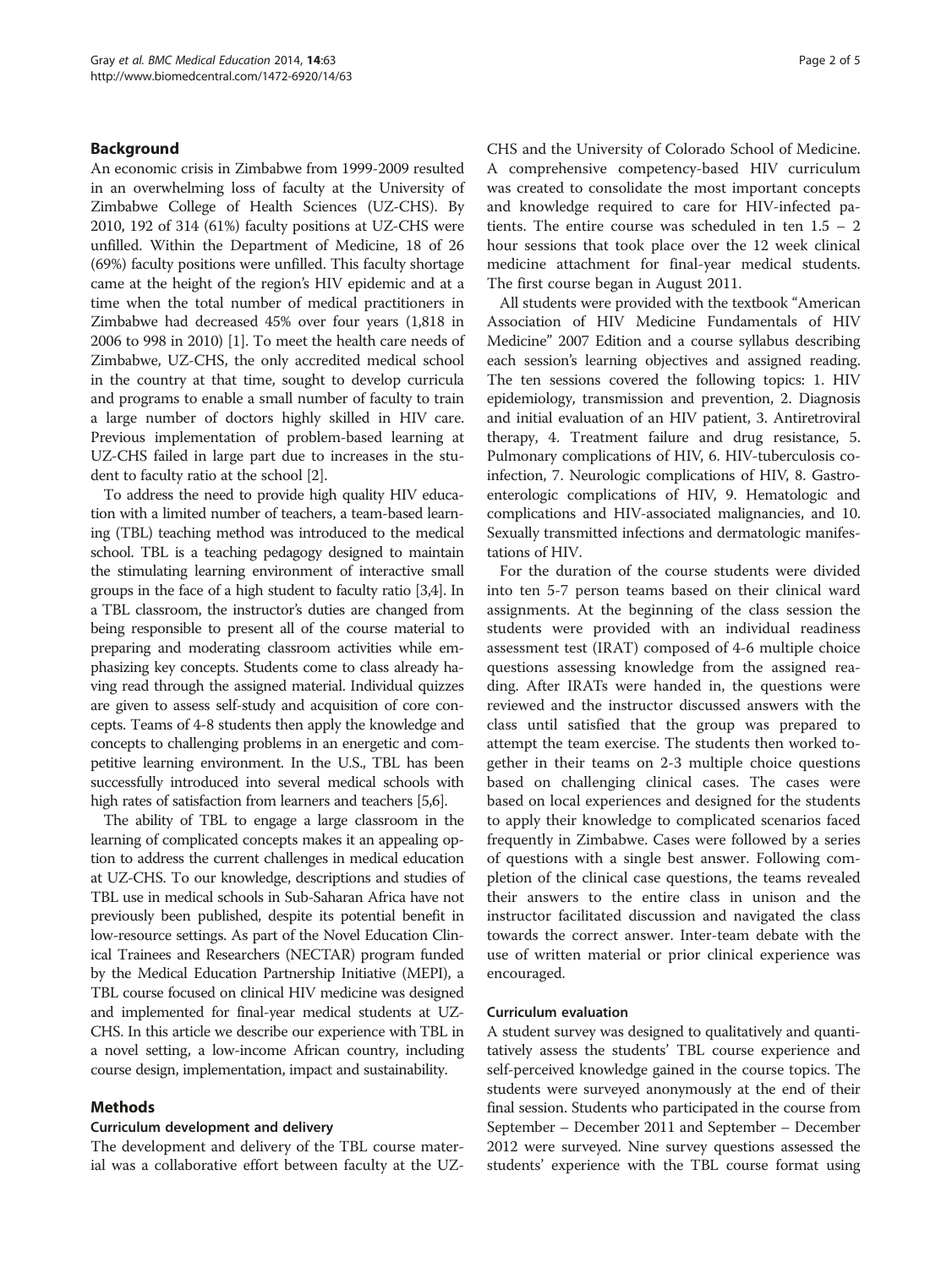## Background

An economic crisis in Zimbabwe from 1999-2009 resulted in an overwhelming loss of faculty at the University of Zimbabwe College of Health Sciences (UZ-CHS). By 2010, 192 of 314 (61%) faculty positions at UZ-CHS were unfilled. Within the Department of Medicine, 18 of 26 (69%) faculty positions were unfilled. This faculty shortage came at the height of the region's HIV epidemic and at a time when the total number of medical practitioners in Zimbabwe had decreased 45% over four years (1,818 in 2006 to 998 in 2010) [1]. To meet the health care needs of Zimbabwe, UZ-CHS, the only accredited medical school in the country at that time, sought to develop curricula and programs to enable a small number of faculty to train a large number of doctors highly skilled in HIV care. Previous implementation of problem-based learning at UZ-CHS failed in large part due to increases in the student to faculty ratio at the school [2].

To address the need to provide high quality HIV education with a limited number of teachers, a team-based learning (TBL) teaching method was introduced to the medical school. TBL is a teaching pedagogy designed to maintain the stimulating learning environment of interactive small groups in the face of a high student to faculty ratio [3,4]. In a TBL classroom, the instructor's duties are changed from being responsible to present all of the course material to preparing and moderating classroom activities while emphasizing key concepts. Students come to class already having read through the assigned material. Individual quizzes are given to assess self-study and acquisition of core concepts. Teams of 4-8 students then apply the knowledge and concepts to challenging problems in an energetic and competitive learning environment. In the U.S., TBL has been successfully introduced into several medical schools with high rates of satisfaction from learners and teachers [5,6].

The ability of TBL to engage a large classroom in the learning of complicated concepts makes it an appealing option to address the current challenges in medical education at UZ-CHS. To our knowledge, descriptions and studies of TBL use in medical schools in Sub-Saharan Africa have not previously been published, despite its potential benefit in low-resource settings. As part of the Novel Education Clinical Trainees and Researchers (NECTAR) program funded by the Medical Education Partnership Initiative (MEPI), a TBL course focused on clinical HIV medicine was designed and implemented for final-year medical students at UZ-CHS. In this article we describe our experience with TBL in a novel setting, a low-income African country, including course design, implementation, impact and sustainability.

## Methods

### Curriculum development and delivery

The development and delivery of the TBL course material was a collaborative effort between faculty at the UZ-CHS and the University of Colorado School of Medicine. A comprehensive competency-based HIV curriculum was created to consolidate the most important concepts and knowledge required to care for HIV-infected patients. The entire course was scheduled in ten 1.5 – 2 hour sessions that took place over the 12 week clinical medicine attachment for final-year medical students. The first course began in August 2011.

All students were provided with the textbook "American Association of HIV Medicine Fundamentals of HIV Medicine" 2007 Edition and a course syllabus describing each session's learning objectives and assigned reading. The ten sessions covered the following topics: 1. HIV epidemiology, transmission and prevention, 2. Diagnosis and initial evaluation of an HIV patient, 3. Antiretroviral therapy, 4. Treatment failure and drug resistance, 5. Pulmonary complications of HIV, 6. HIV-tuberculosis co-infection, 7. Neurologic complications of HIV, 8. Gastroenterologic complications of HIV, 9. Hematologic and complications and HIV-associated malignancies, and 10. Sexually transmitted infections and dermatologic manifestations of HIV.

For the duration of the course students were divided into ten 5-7 person teams based on their clinical ward assignments. At the beginning of the class session the students were provided with an individual readiness assessment test (IRAT) composed of 4-6 multiple choice questions assessing knowledge from the assigned reading. After IRATs were handed in, the questions were reviewed and the instructor discussed answers with the class until satisfied that the group was prepared to attempt the team exercise. The students then worked together in their teams on 2-3 multiple choice questions based on challenging clinical cases. The cases were based on local experiences and designed for the students to apply their knowledge to complicated scenarios faced frequently in Zimbabwe. Cases were followed by a series of questions with a single best answer. Following completion of the clinical case questions, the teams revealed their answers to the entire class in unison and the instructor facilitated discussion and navigated the class towards the correct answer. Inter-team debate with the use of written material or prior clinical experience was encouraged.

### Curriculum evaluation

A student survey was designed to qualitatively and quantitatively assess the students' TBL course experience and self-perceived knowledge gained in the course topics. The students were surveyed anonymously at the end of their final session. Students who participated in the course from September – December 2011 and September – December 2012 were surveyed. Nine survey questions assessed the students' experience with the TBL course format using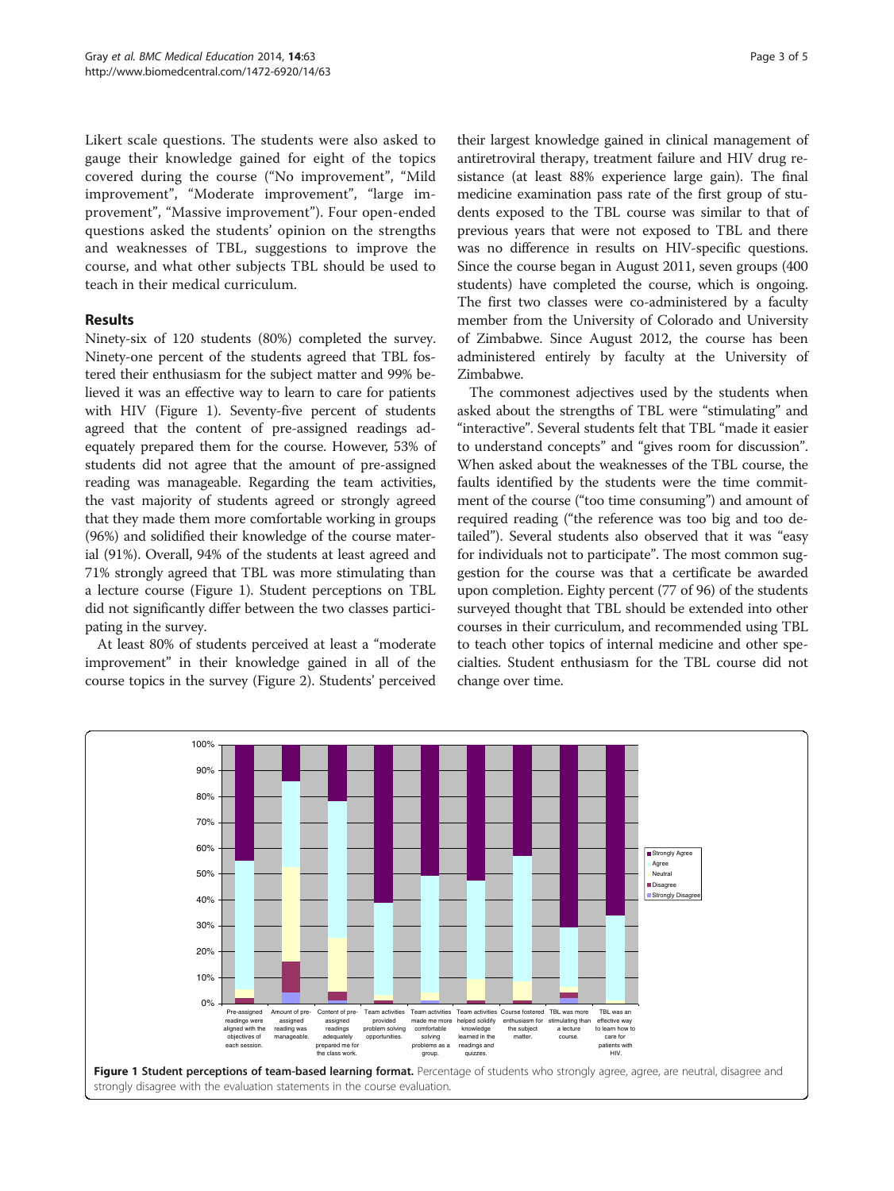Likert scale questions. The students were also asked to gauge their knowledge gained for eight of the topics covered during the course ("No improvement", "Mild improvement", "Moderate improvement", "large improvement", "Massive improvement"). Four open-ended questions asked the students' opinion on the strengths and weaknesses of TBL, suggestions to improve the course, and what other subjects TBL should be used to teach in their medical curriculum.

## Results

Ninety-six of 120 students (80%) completed the survey. Ninety-one percent of the students agreed that TBL fostered their enthusiasm for the subject matter and 99% believed it was an effective way to learn to care for patients with HIV (Figure 1). Seventy-five percent of students agreed that the content of pre-assigned readings adequately prepared them for the course. However, 53% of students did not agree that the amount of pre-assigned reading was manageable. Regarding the team activities, the vast majority of students agreed or strongly agreed that they made them more comfortable working in groups (96%) and solidified their knowledge of the course material (91%). Overall, 94% of the students at least agreed and 71% strongly agreed that TBL was more stimulating than a lecture course (Figure 1). Student perceptions on TBL did not significantly differ between the two classes participating in the survey.

At least 80% of students perceived at least a "moderate improvement" in their knowledge gained in all of the course topics in the survey (Figure 2). Students' perceived their largest knowledge gained in clinical management of antiretroviral therapy, treatment failure and HIV drug resistance (at least 88% experience large gain). The final medicine examination pass rate of the first group of students exposed to the TBL course was similar to that of previous years that were not exposed to TBL and there was no difference in results on HIV-specific questions. Since the course began in August 2011, seven groups (400 students) have completed the course, which is ongoing. The first two classes were co-administered by a faculty member from the University of Colorado and University of Zimbabwe. Since August 2012, the course has been administered entirely by faculty at the University of Zimbabwe.

The commonest adjectives used by the students when asked about the strengths of TBL were "stimulating" and "interactive". Several students felt that TBL "made it easier to understand concepts" and "gives room for discussion". When asked about the weaknesses of the TBL course, the faults identified by the students were the time commitment of the course ("too time consuming") and amount of required reading ("the reference was too big and too detailed"). Several students also observed that it was "easy for individuals not to participate". The most common suggestion for the course was that a certificate be awarded upon completion. Eighty percent (77 of 96) of the students surveyed thought that TBL should be extended into other courses in their curriculum, and recommended using TBL to teach other topics of internal medicine and other specialties. Student enthusiasm for the TBL course did not change over time.

**Figure 1 Student perceptions of team-based learning format.** Percentage of students who strongly agree, agree, are neutral, disagree and strongly disagree with the evaluation statements in the course evaluation.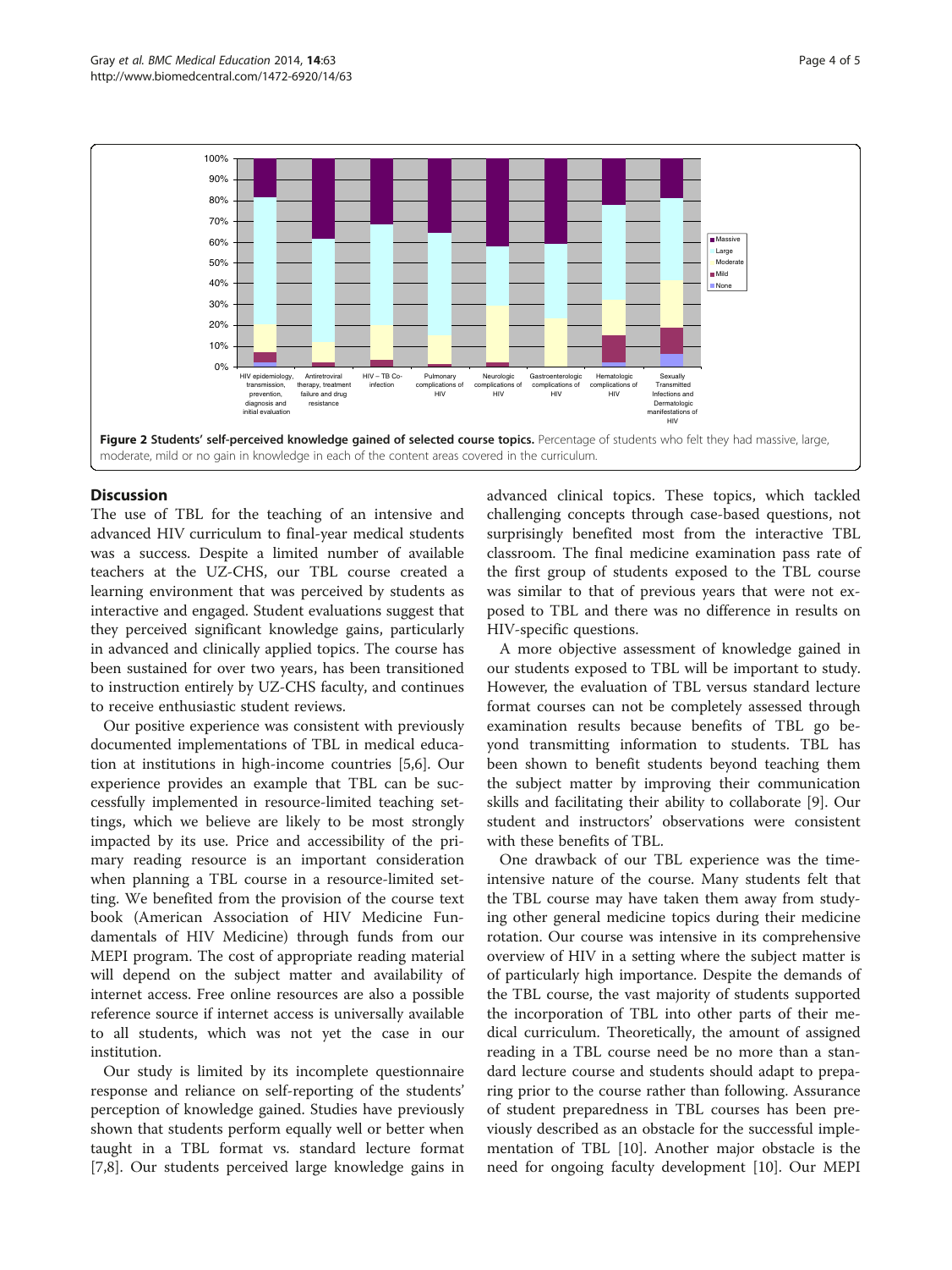100%
90%
80%
70%
60%
50%
40%
30%
20%
10%
0%

HIV epidemiology, transmission, prevention, diagnosis and initial evaluation
Antiretroviral therapy, treatment failure and drug resistance
HIV – TB Co-infection
Pulmonary complications of HIV
Neurologic complications of HIV
Gastroenterologic complications of HIV
Hematologic complications of HIV
Sexually Transmitted Infections and Dermatologic manifestations of HIV

Massive
Large
Moderate
Mild
None

**Figure 2 Students' self-perceived knowledge gained of selected course topics.** Percentage of students who felt they had massive, large, moderate, mild or no gain in knowledge in each of the content areas covered in the curriculum.

## Discussion

The use of TBL for the teaching of an intensive and advanced HIV curriculum to final-year medical students was a success. Despite a limited number of available teachers at the UZ-CHS, our TBL course created a learning environment that was perceived by students as interactive and engaged. Student evaluations suggest that they perceived significant knowledge gains, particularly in advanced and clinically applied topics. The course has been sustained for over two years, has been transitioned to instruction entirely by UZ-CHS faculty, and continues to receive enthusiastic student reviews.

Our positive experience was consistent with previously documented implementations of TBL in medical education at institutions in high-income countries [5,6]. Our experience provides an example that TBL can be successfully implemented in resource-limited teaching settings, which we believe are likely to be most strongly impacted by its use. Price and accessibility of the primary reading resource is an important consideration when planning a TBL course in a resource-limited setting. We benefited from the provision of the course text book (American Association of HIV Medicine Fundamentals of HIV Medicine) through funds from our MEPI program. The cost of appropriate reading material will depend on the subject matter and availability of internet access. Free online resources are also a possible reference source if internet access is universally available to all students, which was not yet the case in our institution.

Our study is limited by its incomplete questionnaire response and reliance on self-reporting of the students' perception of knowledge gained. Studies have previously shown that students perform equally well or better when taught in a TBL format vs. standard lecture format [7,8]. Our students perceived large knowledge gains in advanced clinical topics. These topics, which tackled challenging concepts through case-based questions, not surprisingly benefited most from the interactive TBL classroom. The final medicine examination pass rate of the first group of students exposed to the TBL course was similar to that of previous years that were not exposed to TBL and there was no difference in results on HIV-specific questions.

A more objective assessment of knowledge gained in our students exposed to TBL will be important to study. However, the evaluation of TBL versus standard lecture format courses can not be completely assessed through examination results because benefits of TBL go beyond transmitting information to students. TBL has been shown to benefit students beyond teaching them the subject matter by improving their communication skills and facilitating their ability to collaborate [9]. Our student and instructors' observations were consistent with these benefits of TBL.

One drawback of our TBL experience was the time-intensive nature of the course. Many students felt that the TBL course may have taken them away from studying other general medicine topics during their medicine rotation. Our course was intensive in its comprehensive overview of HIV in a setting where the subject matter is of particularly high importance. Despite the demands of the TBL course, the vast majority of students supported the incorporation of TBL into other parts of their medical curriculum. Theoretically, the amount of assigned reading in a TBL course need be no more than a standard lecture course and students should adapt to preparing prior to the course rather than following. Assurance of student preparedness in TBL courses has been previously described as an obstacle for the successful implementation of TBL [10]. Another major obstacle is the need for ongoing faculty development [10]. Our MEPI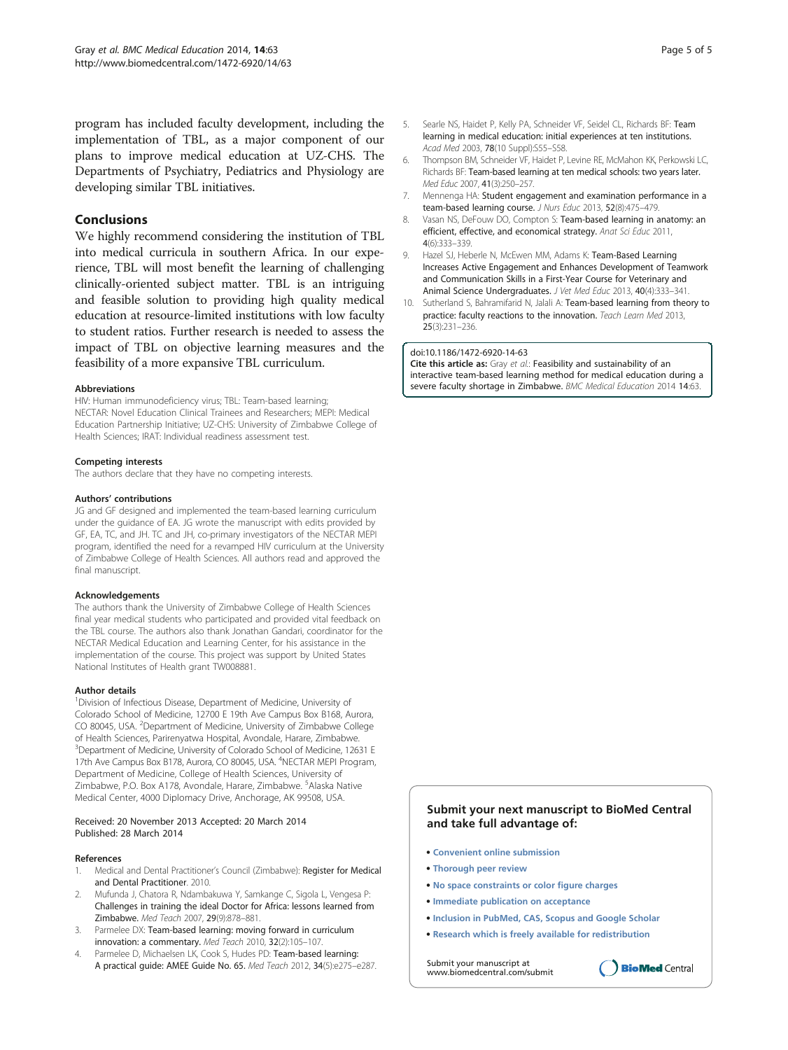program has included faculty development, including the implementation of TBL, as a major component of our plans to improve medical education at UZ-CHS. The Departments of Psychiatry, Pediatrics and Physiology are developing similar TBL initiatives.

## Conclusions

We highly recommend considering the institution of TBL into medical curricula in southern Africa. In our experience, TBL will most benefit the learning of challenging clinically-oriented subject matter. TBL is an intriguing and feasible solution to providing high quality medical education at resource-limited institutions with low faculty to student ratios. Further research is needed to assess the impact of TBL on objective learning measures and the feasibility of a more expansive TBL curriculum.

#### Abbreviations

HIV: Human immunodeficiency virus; TBL: Team-based learning; NECTAR: Novel Education Clinical Trainees and Researchers; MEPI: Medical Education Partnership Initiative; UZ-CHS: University of Zimbabwe College of Health Sciences; IRAT: Individual readiness assessment test.

#### Competing interests

The authors declare that they have no competing interests.

#### Authors' contributions

JG and GF designed and implemented the team-based learning curriculum under the guidance of EA. JG wrote the manuscript with edits provided by GF, EA, TC, and JH. TC and JH, co-primary investigators of the NECTAR MEPI program, identified the need for a revamped HIV curriculum at the University of Zimbabwe College of Health Sciences. All authors read and approved the final manuscript.

#### Acknowledgements

The authors thank the University of Zimbabwe College of Health Sciences final year medical students who participated and provided vital feedback on the TBL course. The authors also thank Jonathan Gandari, coordinator for the NECTAR Medical Education and Learning Center, for his assistance in the implementation of the course. This project was support by United States National Institutes of Health grant TW008881.

#### Author details

[1]Division of Infectious Disease, Department of Medicine, University of Colorado School of Medicine, 12700 E 19th Ave Campus Box B168, Aurora, CO 80045, USA. [2]Department of Medicine, University of Zimbabwe College of Health Sciences, Parirenyatwa Hospital, Avondale, Harare, Zimbabwe. [3]Department of Medicine, University of Colorado School of Medicine, 12631 E 17th Ave Campus Box B178, Aurora, CO 80045, USA. [4]NECTAR MEPI Program, Department of Medicine, College of Health Sciences, University of Zimbabwe, P.O. Box A178, Avondale, Harare, Zimbabwe. [5]Alaska Native Medical Center, 4000 Diplomacy Drive, Anchorage, AK 99508, USA.

Received: 20 November 2013 Accepted: 20 March 2014
Published: 28 March 2014

#### References

1. Medical and Dental Practitioner's Council (Zimbabwe): **Register for Medical and Dental Practitioner**. 2010.
2. Mufunda J, Chatora R, Ndambakuwa Y, Samkange C, Sigola L, Vengesa P: **Challenges in training the ideal Doctor for Africa: lessons learned from Zimbabwe.** *Med Teach* 2007, **29**(9):878–881.
3. Parmelee DX: **Team-based learning: moving forward in curriculum innovation: a commentary.** *Med Teach* 2010, **32**(2):105–107.
4. Parmelee D, Michaelsen LK, Cook S, Hudes PD: **Team-based learning: A practical guide: AMEE Guide No. 65.** *Med Teach* 2012, **34**(5):e275–e287.
5. Searle NS, Haidet P, Kelly PA, Schneider VF, Seidel CL, Richards BF: **Team learning in medical education: initial experiences at ten institutions.** *Acad Med* 2003, **78**(10 Suppl):S55–S58.
6. Thompson BM, Schneider VF, Haidet P, Levine RE, McMahon KK, Perkowski LC, Richards BF: **Team-based learning at ten medical schools: two years later.** *Med Educ* 2007, **41**(3):250–257.
7. Mennenga HA: **Student engagement and examination performance in a team-based learning course.** *J Nurs Educ* 2013, **52**(8):475–479.
8. Vasan NS, DeFouw DO, Compton S: **Team-based learning in anatomy: an efficient, effective, and economical strategy.** *Anat Sci Educ* 2011, **4**(6):333–339.
9. Hazel SJ, Heberle N, McEwen MM, Adams K: **Team-Based Learning Increases Active Engagement and Enhances Development of Teamwork and Communication Skills in a First-Year Course for Veterinary and Animal Science Undergraduates.** *J Vet Med Educ* 2013, **40**(4):333–341.
10. Sutherland S, Bahramifarid N, Jalali A: **Team-based learning from theory to practice: faculty reactions to the innovation.** *Teach Learn Med* 2013, **25**(3):231–236.

doi:10.1186/1472-6920-14-63
**Cite this article as:** Gray *et al.*: Feasibility and sustainability of an interactive team-based learning method for medical education during a severe faculty shortage in Zimbabwe. *BMC Medical Education* 2014 **14**:63.